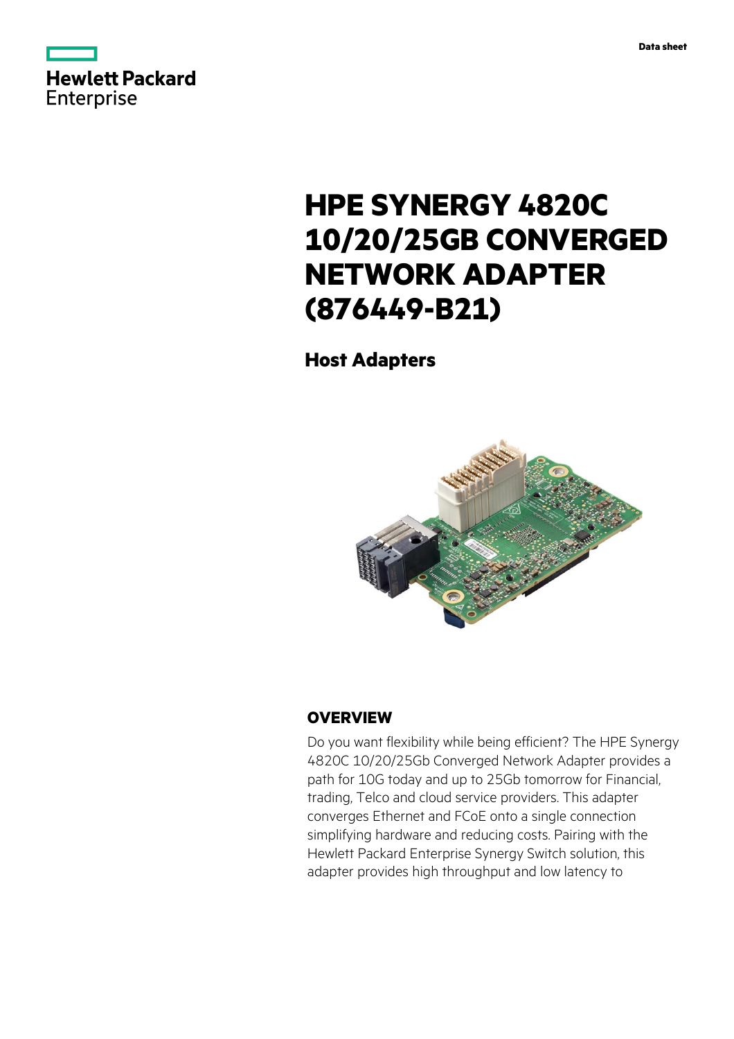Hewlett Packard Enterprise

Data sheet

# HPE SYNERGY 4820C 10/20/25GB CONVERGED NETWORK ADAPTER (876449-B21)

## Host Adapters

## OVERVIEW

Do you want flexibility while being efficient? The HPE Synergy 4820C 10/20/25Gb Converged Network Adapter provides a path for 10G today and up to 25Gb tomorrow for Financial, trading, Telco and cloud service providers. This adapter converges Ethernet and FCoE onto a single connection simplifying hardware and reducing costs. Pairing with the Hewlett Packard Enterprise Synergy Switch solution, this adapter provides high throughput and low latency to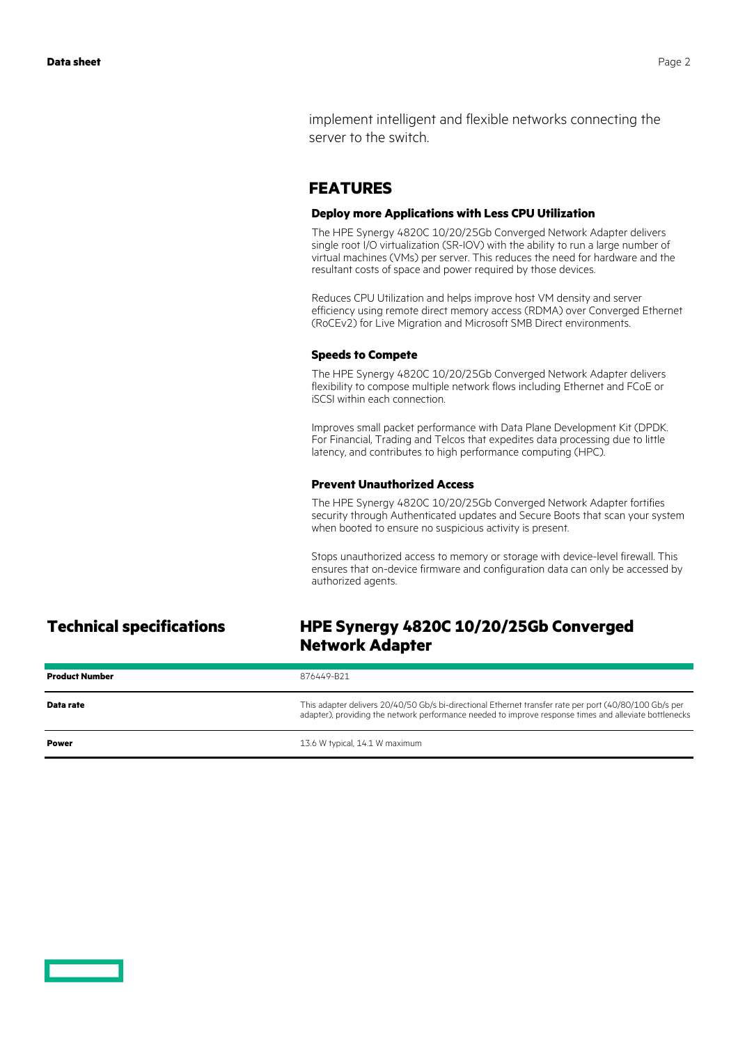implement intelligent and flexible networks connecting the server to the switch.

## FEATURES

### Deploy more Applications with Less CPU Utilization

The HPE Synergy 4820C 10/20/25Gb Converged Network Adapter delivers single root I/O virtualization (SR-IOV) with the ability to run a large number of virtual machines (VMs) per server. This reduces the need for hardware and the resultant costs of space and power required by those devices.

Reduces CPU Utilization and helps improve host VM density and server efficiency using remote direct memory access (RDMA) over Converged Ethernet (RoCEv2) for Live Migration and Microsoft SMB Direct environments.

### Speeds to Compete

The HPE Synergy 4820C 10/20/25Gb Converged Network Adapter delivers flexibility to compose multiple network flows including Ethernet and FCoE or iSCSI within each connection.

Improves small packet performance with Data Plane Development Kit (DPDK. For Financial, Trading and Telcos that expedites data processing due to little latency, and contributes to high performance computing (HPC).

### Prevent Unauthorized Access

The HPE Synergy 4820C 10/20/25Gb Converged Network Adapter fortifies security through Authenticated updates and Secure Boots that scan your system when booted to ensure no suspicious activity is present.

Stops unauthorized access to memory or storage with device-level firewall. This ensures that on-device firmware and configuration data can only be accessed by authorized agents.

## Technical specifications

## HPE Synergy 4820C 10/20/25Gb Converged Network Adapter

| | |
|---|---|
| **Product Number** | 876449-B21 |
| **Data rate** | This adapter delivers 20/40/50 Gb/s bi-directional Ethernet transfer rate per port (40/80/100 Gb/s per adapter), providing the network performance needed to improve response times and alleviate bottlenecks |
| **Power** | 13.6 W typical, 14.1 W maximum |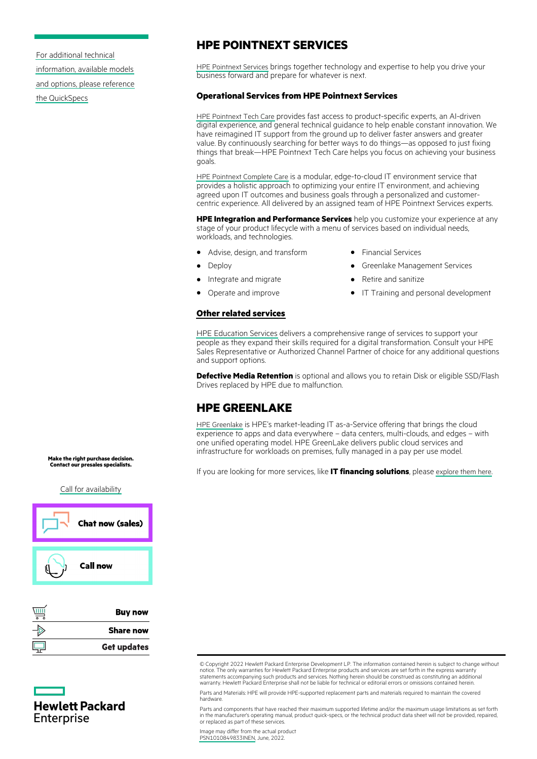For additional technical information, available models and options, please reference the QuickSpecs

## HPE POINTNEXT SERVICES

HPE Pointnext Services brings together technology and expertise to help you drive your business forward and prepare for whatever is next.

### Operational Services from HPE Pointnext Services

HPE Pointnext Tech Care provides fast access to product-specific experts, an AI-driven digital experience, and general technical guidance to help enable constant innovation. We have reimagined IT support from the ground up to deliver faster answers and greater value. By continuously searching for better ways to do things—as opposed to just fixing things that break—HPE Pointnext Tech Care helps you focus on achieving your business goals.

HPE Pointnext Complete Care is a modular, edge-to-cloud IT environment service that provides a holistic approach to optimizing your entire IT environment, and achieving agreed upon IT outcomes and business goals through a personalized and customer-centric experience. All delivered by an assigned team of HPE Pointnext Services experts.

**HPE Integration and Performance Services** help you customize your experience at any stage of your product lifecycle with a menu of services based on individual needs, workloads, and technologies.

- Advise, design, and transform
- Deploy
- Integrate and migrate
- Operate and improve
- Financial Services
- Greenlake Management Services
- Retire and sanitize
- IT Training and personal development

### Other related services

HPE Education Services delivers a comprehensive range of services to support your people as they expand their skills required for a digital transformation. Consult your HPE Sales Representative or Authorized Channel Partner of choice for any additional questions and support options.

**Defective Media Retention** is optional and allows you to retain Disk or eligible SSD/Flash Drives replaced by HPE due to malfunction.

## HPE GREENLAKE

HPE Greenlake is HPE's market-leading IT as-a-Service offering that brings the cloud experience to apps and data everywhere – data centers, multi-clouds, and edges – with one unified operating model. HPE GreenLake delivers public cloud services and infrastructure for workloads on premises, fully managed in a pay per use model.

If you are looking for more services, like **IT financing solutions**, please explore them here.

**Make the right purchase decision. Contact our presales specialists.**

Call for availability

Chat now (sales)

Call now

Buy now

Share now

Get updates

Hewlett Packard Enterprise

© Copyright 2022 Hewlett Packard Enterprise Development LP. The information contained herein is subject to change without notice. The only warranties for Hewlett Packard Enterprise products and services are set forth in the express warranty statements accompanying such products and services. Nothing herein should be construed as constituting an additional warranty. Hewlett Packard Enterprise shall not be liable for technical or editorial errors or omissions contained herein.

Parts and Materials: HPE will provide HPE-supported replacement parts and materials required to maintain the covered hardware.

Parts and components that have reached their maximum supported lifetime and/or the maximum usage limitations as set forth in the manufacturer's operating manual, product quick-specs, or the technical product data sheet will not be provided, repaired, or replaced as part of these services.

Image may differ from the actual product

PSN1010849833INEN, June, 2022.